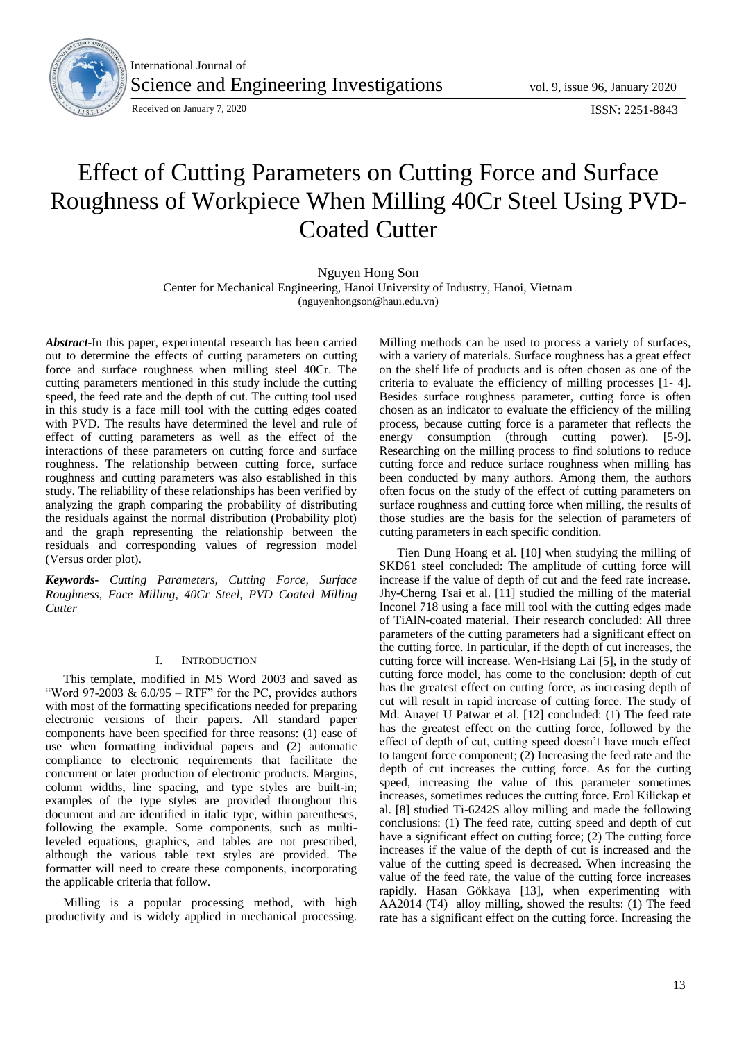# Effect of Cutting Parameters on Cutting Force and Surface Roughness of Workpiece When Milling 40Cr Steel Using PVD-Coated Cutter

Nguyen Hong Son
Center for Mechanical Engineering, Hanoi University of Industry, Hanoi, Vietnam
(nguyenhongson@haui.edu.vn)

Received on January 7, 2020

***Abstract*-**In this paper, experimental research has been carried out to determine the effects of cutting parameters on cutting force and surface roughness when milling steel 40Cr. The cutting parameters mentioned in this study include the cutting speed, the feed rate and the depth of cut. The cutting tool used in this study is a face mill tool with the cutting edges coated with PVD. The results have determined the level and rule of effect of cutting parameters as well as the effect of the interactions of these parameters on cutting force and surface roughness. The relationship between cutting force, surface roughness and cutting parameters was also established in this study. The reliability of these relationships has been verified by analyzing the graph comparing the probability of distributing the residuals against the normal distribution (Probability plot) and the graph representing the relationship between the residuals and corresponding values of regression model (Versus order plot).

***Keywords-** Cutting Parameters, Cutting Force, Surface Roughness, Face Milling, 40Cr Steel, PVD Coated Milling Cutter*

## I. Introduction

This template, modified in MS Word 2003 and saved as "Word 97-2003 & 6.0/95 – RTF" for the PC, provides authors with most of the formatting specifications needed for preparing electronic versions of their papers. All standard paper components have been specified for three reasons: (1) ease of use when formatting individual papers and (2) automatic compliance to electronic requirements that facilitate the concurrent or later production of electronic products. Margins, column widths, line spacing, and type styles are built-in; examples of the type styles are provided throughout this document and are identified in italic type, within parentheses, following the example. Some components, such as multi-leveled equations, graphics, and tables are not prescribed, although the various table text styles are provided. The formatter will need to create these components, incorporating the applicable criteria that follow.

Milling is a popular processing method, with high productivity and is widely applied in mechanical processing. Milling methods can be used to process a variety of surfaces, with a variety of materials. Surface roughness has a great effect on the shelf life of products and is often chosen as one of the criteria to evaluate the efficiency of milling processes [1- 4]. Besides surface roughness parameter, cutting force is often chosen as an indicator to evaluate the efficiency of the milling process, because cutting force is a parameter that reflects the energy consumption (through cutting power). [5-9]. Researching on the milling process to find solutions to reduce cutting force and reduce surface roughness when milling has been conducted by many authors. Among them, the authors often focus on the study of the effect of cutting parameters on surface roughness and cutting force when milling, the results of those studies are the basis for the selection of parameters of cutting parameters in each specific condition.

Tien Dung Hoang et al. [10] when studying the milling of SKD61 steel concluded: The amplitude of cutting force will increase if the value of depth of cut and the feed rate increase. Jhy-Cherng Tsai et al. [11] studied the milling of the material Inconel 718 using a face mill tool with the cutting edges made of TiAlN-coated material. Their research concluded: All three parameters of the cutting parameters had a significant effect on the cutting force. In particular, if the depth of cut increases, the cutting force will increase. Wen-Hsiang Lai [5], in the study of cutting force model, has come to the conclusion: depth of cut has the greatest effect on cutting force, as increasing depth of cut will result in rapid increase of cutting force. The study of Md. Anayet U Patwar et al. [12] concluded: (1) The feed rate has the greatest effect on the cutting force, followed by the effect of depth of cut, cutting speed doesn't have much effect to tangent force component; (2) Increasing the feed rate and the depth of cut increases the cutting force. As for the cutting speed, increasing the value of this parameter sometimes increases, sometimes reduces the cutting force. Erol Kilickap et al. [8] studied Ti-6242S alloy milling and made the following conclusions: (1) The feed rate, cutting speed and depth of cut have a significant effect on cutting force; (2) The cutting force increases if the value of the depth of cut is increased and the value of the cutting speed is decreased. When increasing the value of the feed rate, the value of the cutting force increases rapidly. Hasan Gökkaya [13], when experimenting with AA2014 (T4) alloy milling, showed the results: (1) The feed rate has a significant effect on the cutting force. Increasing the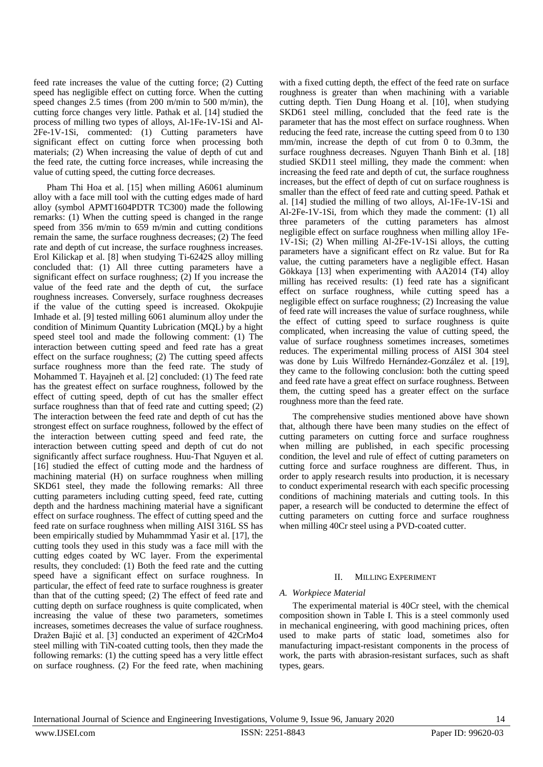feed rate increases the value of the cutting force; (2) Cutting speed has negligible effect on cutting force. When the cutting speed changes 2.5 times (from 200 m/min to 500 m/min), the cutting force changes very little. Pathak et al. [14] studied the process of milling two types of alloys, Al-1Fe-1V-1Si and Al-2Fe-1V-1Si, commented: (1) Cutting parameters have significant effect on cutting force when processing both materials; (2) When increasing the value of depth of cut and the feed rate, the cutting force increases, while increasing the value of cutting speed, the cutting force decreases.

Pham Thi Hoa et al. [15] when milling A6061 aluminum alloy with a face mill tool with the cutting edges made of hard alloy (symbol APMT1604PDTR TC300) made the following remarks: (1) When the cutting speed is changed in the range speed from 356 m/min to 659 m/min and cutting conditions remain the same, the surface roughness decreases; (2) The feed rate and depth of cut increase, the surface roughness increases. Erol Kilickap et al. [8] when studying Ti-6242S alloy milling concluded that: (1) All three cutting parameters have a significant effect on surface roughness; (2) If you increase the value of the feed rate and the depth of cut, the surface roughness increases. Conversely, surface roughness decreases if the value of the cutting speed is increased. Okokpujie Imhade et al. [9] tested milling 6061 aluminum alloy under the condition of Minimum Quantity Lubrication (MQL) by a hight speed steel tool and made the following comment: (1) The interaction between cutting speed and feed rate has a great effect on the surface roughness; (2) The cutting speed affects surface roughness more than the feed rate. The study of Mohammed T. Hayajneh et al. [2] concluded: (1) The feed rate has the greatest effect on surface roughness, followed by the effect of cutting speed, depth of cut has the smaller effect surface roughness than that of feed rate and cutting speed; (2) The interaction between the feed rate and depth of cut has the strongest effect on surface roughness, followed by the effect of the interaction between cutting speed and feed rate, the interaction between cutting speed and depth of cut do not significantly affect surface roughness. Huu-That Nguyen et al. [16] studied the effect of cutting mode and the hardness of machining material (H) on surface roughness when milling SKD61 steel, they made the following remarks: All three cutting parameters including cutting speed, feed rate, cutting depth and the hardness machining material have a significant effect on surface roughness. The effect of cutting speed and the feed rate on surface roughness when milling AISI 316L SS has been empirically studied by Muhammmad Yasir et al. [17], the cutting tools they used in this study was a face mill with the cutting edges coated by WC layer. From the experimental results, they concluded: (1) Both the feed rate and the cutting speed have a significant effect on surface roughness. In particular, the effect of feed rate to surface roughness is greater than that of the cutting speed; (2) The effect of feed rate and cutting depth on surface roughness is quite complicated, when increasing the value of these two parameters, sometimes increases, sometimes decreases the value of surface roughness. Dražen Bajić et al. [3] conducted an experiment of 42CrMo4 steel milling with TiN-coated cutting tools, then they made the following remarks: (1) the cutting speed has a very little effect on surface roughness. (2) For the feed rate, when machining with a fixed cutting depth, the effect of the feed rate on surface roughness is greater than when machining with a variable cutting depth. Tien Dung Hoang et al. [10], when studying SKD61 steel milling, concluded that the feed rate is the parameter that has the most effect on surface roughness. When reducing the feed rate, increase the cutting speed from 0 to 130 mm/min, increase the depth of cut from 0 to 0.3mm, the surface roughness decreases. Nguyen Thanh Binh et al. [18] studied SKD11 steel milling, they made the comment: when increasing the feed rate and depth of cut, the surface roughness increases, but the effect of depth of cut on surface roughness is smaller than the effect of feed rate and cutting speed. Pathak et al. [14] studied the milling of two alloys, Al-1Fe-1V-1Si and Al-2Fe-1V-1Si, from which they made the comment: (1) all three parameters of the cutting parameters has almost negligible effect on surface roughness when milling alloy 1Fe-1V-1Si; (2) When milling Al-2Fe-1V-1Si alloys, the cutting parameters have a significant effect on Rz value. But for Ra value, the cutting parameters have a negligible effect. Hasan Gökkaya [13] when experimenting with AA2014 (T4) alloy milling has received results: (1) feed rate has a significant effect on surface roughness, while cutting speed has a negligible effect on surface roughness; (2) Increasing the value of feed rate will increases the value of surface roughness, while the effect of cutting speed to surface roughness is quite complicated, when increasing the value of cutting speed, the value of surface roughness sometimes increases, sometimes reduces. The experimental milling process of AISI 304 steel was done by Luis Wilfredo Hernández-González et al. [19], they came to the following conclusion: both the cutting speed and feed rate have a great effect on surface roughness. Between them, the cutting speed has a greater effect on the surface roughness more than the feed rate.

The comprehensive studies mentioned above have shown that, although there have been many studies on the effect of cutting parameters on cutting force and surface roughness when milling are published, in each specific processing condition, the level and rule of effect of cutting parameters on cutting force and surface roughness are different. Thus, in order to apply research results into production, it is necessary to conduct experimental research with each specific processing conditions of machining materials and cutting tools. In this paper, a research will be conducted to determine the effect of cutting parameters on cutting force and surface roughness when milling 40Cr steel using a PVD-coated cutter.

## II. Milling Experiment

### A. Workpiece Material

The experimental material is 40Cr steel, with the chemical composition shown in Table I. This is a steel commonly used in mechanical engineering, with good machining prices, often used to make parts of static load, sometimes also for manufacturing impact-resistant components in the process of work, the parts with abrasion-resistant surfaces, such as shaft types, gears.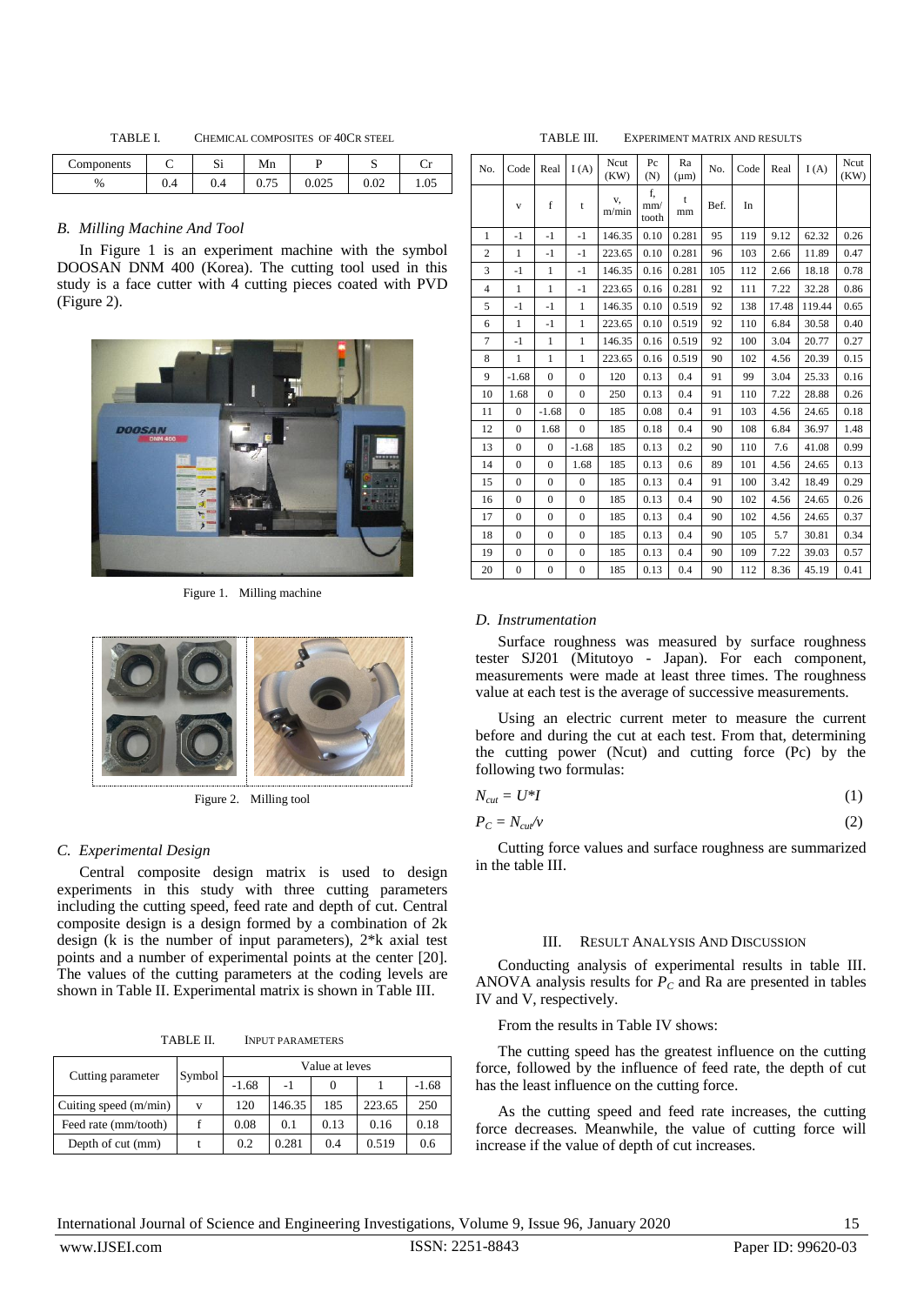TABLE I. CHEMICAL COMPOSITES OF 40CR STEEL

| Components | C | Si | Mn | P | S | Cr |
|---|---|---|---|---|---|---|
| % | 0.4 | 0.4 | 0.75 | 0.025 | 0.02 | 1.05 |

### *B. Milling Machine And Tool*

In Figure 1 is an experiment machine with the symbol DOOSAN DNM 400 (Korea). The cutting tool used in this study is a face cutter with 4 cutting pieces coated with PVD (Figure 2).

Figure 1. Milling machine

Figure 2. Milling tool

### *C. Experimental Design*

Central composite design matrix is used to design experiments in this study with three cutting parameters including the cutting speed, feed rate and depth of cut. Central composite design is a design formed by a combination of 2k design (k is the number of input parameters), 2*k axial test points and a number of experimental points at the center [20]. The values of the cutting parameters at the coding levels are shown in Table II. Experimental matrix is shown in Table III.

TABLE II. INPUT PARAMETERS

| Cutting parameter | Symbol | Value at leves | | | | |
|---|---|---|---|---|---|---|
| | | -1.68 | -1 | 0 | 1 | -1.68 |
| Cuiting speed (m/min) | v | 120 | 146.35 | 185 | 223.65 | 250 |
| Feed rate (mm/tooth) | f | 0.08 | 0.1 | 0.13 | 0.16 | 0.18 |
| Depth of cut (mm) | t | 0.2 | 0.281 | 0.4 | 0.519 | 0.6 |

TABLE III. EXPERIMENT MATRIX AND RESULTS

| No. | Code | Real | I (A) | Ncut (KW) | Pc (N) | Ra (μm) | No. | Code | Real | I (A) | Ncut (KW) |
|---|---|---|---|---|---|---|---|---|---|---|---|
| | v | f | t | v, m/min | f, mm/tooth | t mm | Bef. | In | | | |
| 1 | -1 | -1 | -1 | 146.35 | 0.10 | 0.281 | 95 | 119 | 9.12 | 62.32 | 0.26 |
| 2 | 1 | -1 | -1 | 223.65 | 0.10 | 0.281 | 96 | 103 | 2.66 | 11.89 | 0.47 |
| 3 | -1 | 1 | -1 | 146.35 | 0.16 | 0.281 | 105 | 112 | 2.66 | 18.18 | 0.78 |
| 4 | 1 | 1 | -1 | 223.65 | 0.16 | 0.281 | 92 | 111 | 7.22 | 32.28 | 0.86 |
| 5 | -1 | -1 | 1 | 146.35 | 0.10 | 0.519 | 92 | 138 | 17.48 | 119.44 | 0.65 |
| 6 | 1 | -1 | 1 | 223.65 | 0.10 | 0.519 | 92 | 110 | 6.84 | 30.58 | 0.40 |
| 7 | -1 | 1 | 1 | 146.35 | 0.16 | 0.519 | 92 | 100 | 3.04 | 20.77 | 0.27 |
| 8 | 1 | 1 | 1 | 223.65 | 0.16 | 0.519 | 90 | 102 | 4.56 | 20.39 | 0.15 |
| 9 | -1.68 | 0 | 0 | 120 | 0.13 | 0.4 | 91 | 99 | 3.04 | 25.33 | 0.16 |
| 10 | 1.68 | 0 | 0 | 250 | 0.13 | 0.4 | 91 | 110 | 7.22 | 28.88 | 0.26 |
| 11 | 0 | -1.68 | 0 | 185 | 0.08 | 0.4 | 91 | 103 | 4.56 | 24.65 | 0.18 |
| 12 | 0 | 1.68 | 0 | 185 | 0.18 | 0.4 | 90 | 108 | 6.84 | 36.97 | 1.48 |
| 13 | 0 | 0 | -1.68 | 185 | 0.13 | 0.2 | 90 | 110 | 7.6 | 41.08 | 0.99 |
| 14 | 0 | 0 | 1.68 | 185 | 0.13 | 0.6 | 89 | 101 | 4.56 | 24.65 | 0.13 |
| 15 | 0 | 0 | 0 | 185 | 0.13 | 0.4 | 91 | 100 | 3.42 | 18.49 | 0.29 |
| 16 | 0 | 0 | 0 | 185 | 0.13 | 0.4 | 90 | 102 | 4.56 | 24.65 | 0.26 |
| 17 | 0 | 0 | 0 | 185 | 0.13 | 0.4 | 90 | 102 | 4.56 | 24.65 | 0.37 |
| 18 | 0 | 0 | 0 | 185 | 0.13 | 0.4 | 90 | 105 | 5.7 | 30.81 | 0.34 |
| 19 | 0 | 0 | 0 | 185 | 0.13 | 0.4 | 90 | 109 | 7.22 | 39.03 | 0.57 |
| 20 | 0 | 0 | 0 | 185 | 0.13 | 0.4 | 90 | 112 | 8.36 | 45.19 | 0.41 |

### *D. Instrumentation*

Surface roughness was measured by surface roughness tester SJ201 (Mitutoyo - Japan). For each component, measurements were made at least three times. The roughness value at each test is the average of successive measurements.

Using an electric current meter to measure the current before and during the cut at each test. From that, determining the cutting power (Ncut) and cutting force (Pc) by the following two formulas:

$$N_{cut} = U*I \tag{1}$$

$$P_C = N_{cut}/v \tag{2}$$

Cutting force values and surface roughness are summarized in the table III.

## III. RESULT ANALYSIS AND DISCUSSION

Conducting analysis of experimental results in table III. ANOVA analysis results for $P_C$ and Ra are presented in tables IV and V, respectively.

From the results in Table IV shows:

The cutting speed has the greatest influence on the cutting force, followed by the influence of feed rate, the depth of cut has the least influence on the cutting force.

As the cutting speed and feed rate increases, the cutting force decreases. Meanwhile, the value of cutting force will increase if the value of depth of cut increases.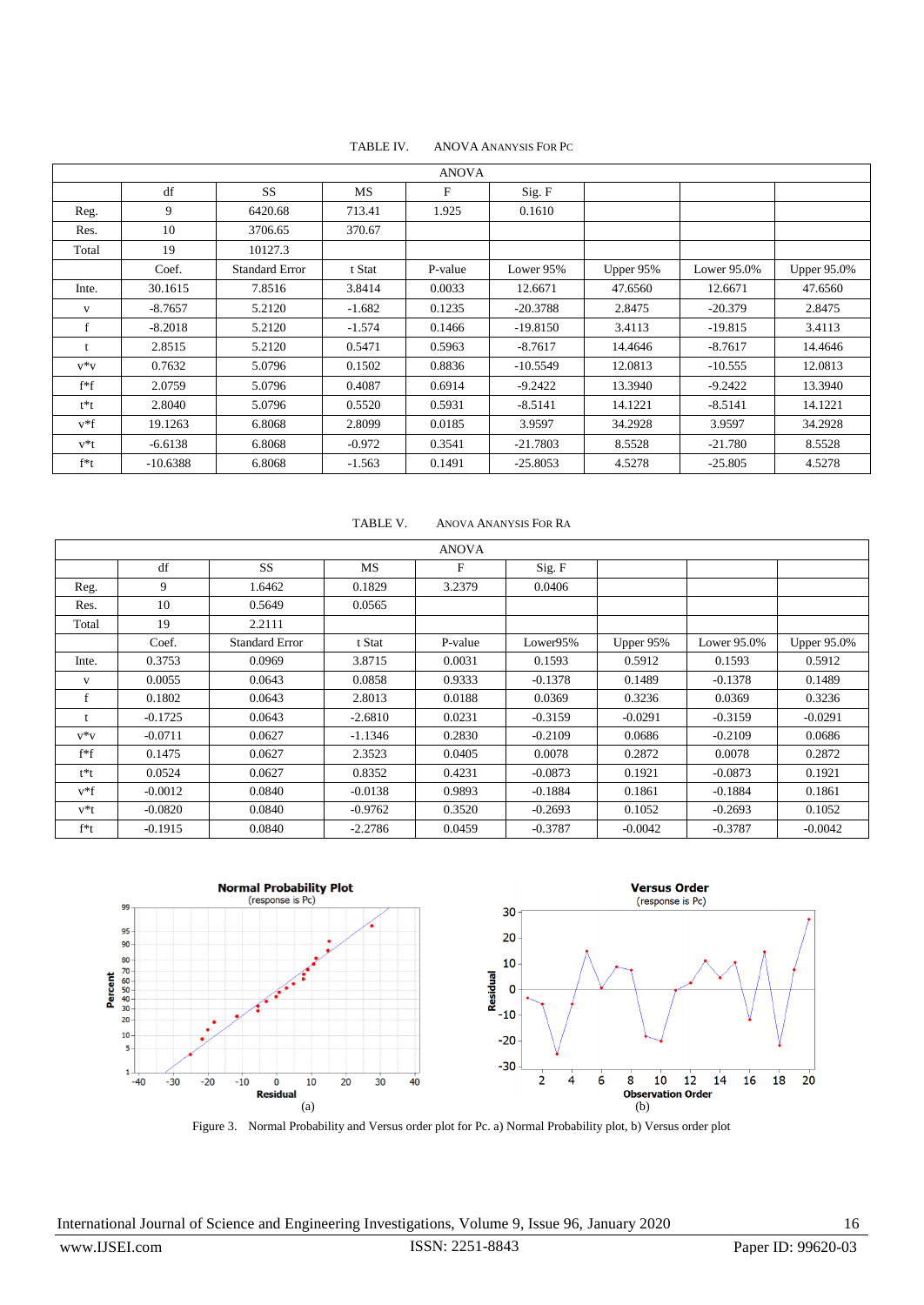TABLE IV. ANOVA ANANYSIS FOR PC

| ANOVA | | | | | | | | |
|---|---|---|---|---|---|---|---|---|
| | df | SS | MS | F | Sig. F | | | |
| Reg. | 9 | 6420.68 | 713.41 | 1.925 | 0.1610 | | | |
| Res. | 10 | 3706.65 | 370.67 | | | | | |
| Total | 19 | 10127.3 | | | | | | |
| | Coef. | Standard Error | t Stat | P-value | Lower 95% | Upper 95% | Lower 95.0% | Upper 95.0% |
| Inte. | 30.1615 | 7.8516 | 3.8414 | 0.0033 | 12.6671 | 47.6560 | 12.6671 | 47.6560 |
| v | -8.7657 | 5.2120 | -1.682 | 0.1235 | -20.3788 | 2.8475 | -20.379 | 2.8475 |
| f | -8.2018 | 5.2120 | -1.574 | 0.1466 | -19.8150 | 3.4113 | -19.815 | 3.4113 |
| t | 2.8515 | 5.2120 | 0.5471 | 0.5963 | -8.7617 | 14.4646 | -8.7617 | 14.4646 |
| v*v | 0.7632 | 5.0796 | 0.1502 | 0.8836 | -10.5549 | 12.0813 | -10.555 | 12.0813 |
| f*f | 2.0759 | 5.0796 | 0.4087 | 0.6914 | -9.2422 | 13.3940 | -9.2422 | 13.3940 |
| t*t | 2.8040 | 5.0796 | 0.5520 | 0.5931 | -8.5141 | 14.1221 | -8.5141 | 14.1221 |
| v*f | 19.1263 | 6.8068 | 2.8099 | 0.0185 | 3.9597 | 34.2928 | 3.9597 | 34.2928 |
| v*t | -6.6138 | 6.8068 | -0.972 | 0.3541 | -21.7803 | 8.5528 | -21.780 | 8.5528 |
| f*t | -10.6388 | 6.8068 | -1.563 | 0.1491 | -25.8053 | 4.5278 | -25.805 | 4.5278 |

TABLE V. ANOVA ANANYSIS FOR RA

| ANOVA | | | | | | | | |
|---|---|---|---|---|---|---|---|---|
| | df | SS | MS | F | Sig. F | | | |
| Reg. | 9 | 1.6462 | 0.1829 | 3.2379 | 0.0406 | | | |
| Res. | 10 | 0.5649 | 0.0565 | | | | | |
| Total | 19 | 2.2111 | | | | | | |
| | Coef. | Standard Error | t Stat | P-value | Lower95% | Upper 95% | Lower 95.0% | Upper 95.0% |
| Inte. | 0.3753 | 0.0969 | 3.8715 | 0.0031 | 0.1593 | 0.5912 | 0.1593 | 0.5912 |
| v | 0.0055 | 0.0643 | 0.0858 | 0.9333 | -0.1378 | 0.1489 | -0.1378 | 0.1489 |
| f | 0.1802 | 0.0643 | 2.8013 | 0.0188 | 0.0369 | 0.3236 | 0.0369 | 0.3236 |
| t | -0.1725 | 0.0643 | -2.6810 | 0.0231 | -0.3159 | -0.0291 | -0.3159 | -0.0291 |
| v*v | -0.0711 | 0.0627 | -1.1346 | 0.2830 | -0.2109 | 0.0686 | -0.2109 | 0.0686 |
| f*f | 0.1475 | 0.0627 | 2.3523 | 0.0405 | 0.0078 | 0.2872 | 0.0078 | 0.2872 |
| t*t | 0.0524 | 0.0627 | 0.8352 | 0.4231 | -0.0873 | 0.1921 | -0.0873 | 0.1921 |
| v*f | -0.0012 | 0.0840 | -0.0138 | 0.9893 | -0.1884 | 0.1861 | -0.1884 | 0.1861 |
| v*t | -0.0820 | 0.0840 | -0.9762 | 0.3520 | -0.2693 | 0.1052 | -0.2693 | 0.1052 |
| f*t | -0.1915 | 0.0840 | -2.2786 | 0.0459 | -0.3787 | -0.0042 | -0.3787 | -0.0042 |

(a)

(b)

Figure 3. Normal Probability and Versus order plot for Pc. a) Normal Probability plot, b) Versus order plot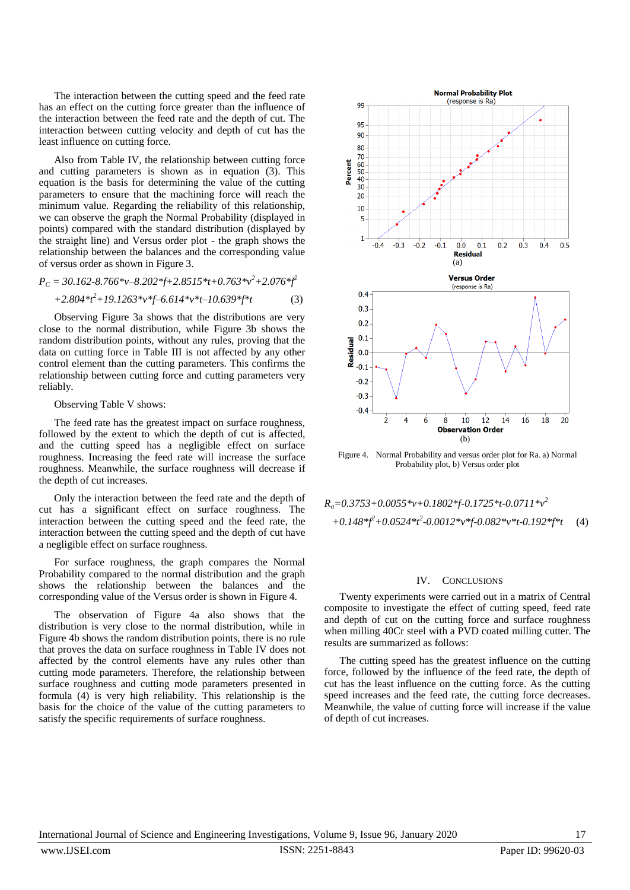The interaction between the cutting speed and the feed rate has an effect on the cutting force greater than the influence of the interaction between the feed rate and the depth of cut. The interaction between cutting velocity and depth of cut has the least influence on cutting force.

Also from Table IV, the relationship between cutting force and cutting parameters is shown as in equation (3). This equation is the basis for determining the value of the cutting parameters to ensure that the machining force will reach the minimum value. Regarding the reliability of this relationship, we can observe the graph the Normal Probability (displayed in points) compared with the standard distribution (displayed by the straight line) and Versus order plot - the graph shows the relationship between the balances and the corresponding value of versus order as shown in Figure 3.

$$P_C = 30.162\text{-}8.766{*}v\text{–}8.202{*}f\text{+}2.8515{*}t\text{+}0.763{*}v^2\text{+}2.076{*}f^2 \\ \text{+}2.804{*}t^2\text{+}19.1263{*}v{*}f\text{–}6.614{*}v{*}t\text{–}10.639{*}f{*}t \quad (3)$$

Observing Figure 3a shows that the distributions are very close to the normal distribution, while Figure 3b shows the random distribution points, without any rules, proving that the data on cutting force in Table III is not affected by any other control element than the cutting parameters. This confirms the relationship between cutting force and cutting parameters very reliably.

Observing Table V shows:

The feed rate has the greatest impact on surface roughness, followed by the extent to which the depth of cut is affected, and the cutting speed has a negligible effect on surface roughness. Increasing the feed rate will increase the surface roughness. Meanwhile, the surface roughness will decrease if the depth of cut increases.

Only the interaction between the feed rate and the depth of cut has a significant effect on surface roughness. The interaction between the cutting speed and the feed rate, the interaction between the cutting speed and the depth of cut have a negligible effect on surface roughness.

For surface roughness, the graph compares the Normal Probability compared to the normal distribution and the graph shows the relationship between the balances and the corresponding value of the Versus order is shown in Figure 4.

The observation of Figure 4a also shows that the distribution is very close to the normal distribution, while in Figure 4b shows the random distribution points, there is no rule that proves the data on surface roughness in Table IV does not affected by the control elements have any rules other than cutting mode parameters. Therefore, the relationship between surface roughness and cutting mode parameters presented in formula (4) is very high reliability. This relationship is the basis for the choice of the value of the cutting parameters to satisfy the specific requirements of surface roughness.

Figure 4. Normal Probability and versus order plot for Ra. a) Normal Probability plot, b) Versus order plot

$$R_a = 0.3753\text{+}0.0055{*}v\text{+}0.1802{*}f\text{-}0.1725{*}t\text{-}0.0711{*}v^2 \\ \text{+}0.148{*}f^2\text{+}0.0524{*}t^2\text{-}0.0012{*}v{*}f\text{-}0.082{*}v{*}t\text{-}0.192{*}f{*}t \quad (4)$$

## IV. CONCLUSIONS

Twenty experiments were carried out in a matrix of Central composite to investigate the effect of cutting speed, feed rate and depth of cut on the cutting force and surface roughness when milling 40Cr steel with a PVD coated milling cutter. The results are summarized as follows:

The cutting speed has the greatest influence on the cutting force, followed by the influence of the feed rate, the depth of cut has the least influence on the cutting force. As the cutting speed increases and the feed rate, the cutting force decreases. Meanwhile, the value of cutting force will increase if the value of depth of cut increases.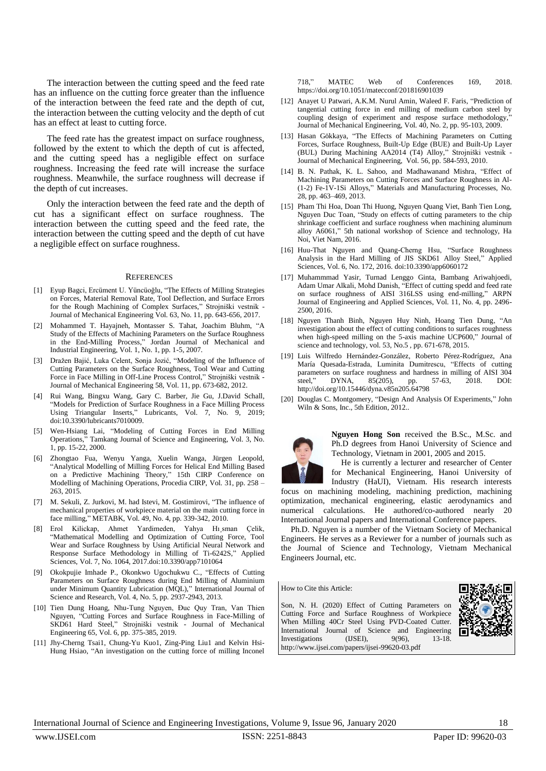The interaction between the cutting speed and the feed rate has an influence on the cutting force greater than the influence of the interaction between the feed rate and the depth of cut, the interaction between the cutting velocity and the depth of cut has an effect at least to cutting force.

The feed rate has the greatest impact on surface roughness, followed by the extent to which the depth of cut is affected, and the cutting speed has a negligible effect on surface roughness. Increasing the feed rate will increase the surface roughness. Meanwhile, the surface roughness will decrease if the depth of cut increases.

Only the interaction between the feed rate and the depth of cut has a significant effect on surface roughness. The interaction between the cutting speed and the feed rate, the interaction between the cutting speed and the depth of cut have a negligible effect on surface roughness.

## REFERENCES

[1] Eyup Bagci, Ercüment U. Yüncüoğlu, "The Effects of Milling Strategies on Forces, Material Removal Rate, Tool Deflection, and Surface Errors for the Rough Machining of Complex Surfaces," Strojniški vestnik - Journal of Mechanical Engineering Vol. 63, No. 11, pp. 643-656, 2017.

[2] Mohammed T. Hayajneh, Montasser S. Tahat, Joachim Bluhm, "A Study of the Effects of Machining Parameters on the Surface Roughness in the End-Milling Process," Jordan Journal of Mechanical and Industrial Engineering, Vol. 1, No. 1, pp. 1-5, 2007.

[3] Dražen Bajić, Luka Celent, Sonja Jozić, "Modeling of the Influence of Cutting Parameters on the Surface Roughness, Tool Wear and Cutting Force in Face Milling in Off-Line Process Control," Strojniški vestnik - Journal of Mechanical Engineering 58, Vol. 11, pp. 673-682, 2012.

[4] Rui Wang, Bingxu Wang, Gary C. Barber, Jie Gu, J.David Schall, "Models for Prediction of Surface Roughness in a Face Milling Process Using Triangular Inserts," Lubricants, Vol. 7, No. 9, 2019; doi:10.3390/lubricants7010009.

[5] Wen-Hsiang Lai, "Modeling of Cutting Forces in End Milling Operations," Tamkang Journal of Science and Engineering, Vol. 3, No. 1, pp. 15-22, 2000.

[6] Zhongtao Fua, Wenyu Yanga, Xuelin Wanga, Jürgen Leopold, "Analytical Modelling of Milling Forces for Helical End Milling Based on a Predictive Machining Theory," 15th CIRP Conference on Modelling of Machining Operations, Procedia CIRP, Vol. 31, pp. 258 – 263, 2015.

[7] M. Sekuli, Z. Jurkovi, M. had Istevi, M. Gostimirovi, "The influence of mechanical properties of workpiece material on the main cutting force in face milling," METABK, Vol. 49, No. 4, pp. 339-342, 2010.

[8] Erol Kilickap, Ahmet Yardimeden, Yahya Hı¸sman Çelik, "Mathematical Modelling and Optimization of Cutting Force, Tool Wear and Surface Roughness by Using Artificial Neural Network and Response Surface Methodology in Milling of Ti-6242S," Applied Sciences, Vol. 7, No. 1064, 2017.doi:10.3390/app7101064

[9] Okokpujie Imhade P., Okonkwo Ugochukwu C., "Effects of Cutting Parameters on Surface Roughness during End Milling of Aluminium under Minimum Quantity Lubrication (MQL)," International Journal of Science and Research, Vol. 4, No. 5, pp. 2937-2943, 2013.

[10] Tien Dung Hoang, Nhu-Tung Nguyen, Đuc Quy Tran, Van Thien Nguyen, "Cutting Forces and Surface Roughness in Face-Milling of SKD61 Hard Steel," Strojniški vestnik - Journal of Mechanical Engineering 65, Vol. 6, pp. 375-385, 2019.

[11] Jhy-Cherng Tsai1, Chung-Yu Kuo1, Zing-Ping Liu1 and Kelvin Hsi-Hung Hsiao, "An investigation on the cutting force of milling Inconel 718," MATEC Web of Conferences 169, 2018. https://doi.org/10.1051/matecconf/201816901039

[12] Anayet U Patwari, A.K.M. Nurul Amin, Waleed F. Faris, "Prediction of tangential cutting force in end milling of medium carbon steel by coupling design of experiment and respose surface methodology," Journal of Mechanical Engineering, Vol. 40, No. 2, pp. 95-103, 2009.

[13] Hasan Gökkaya, "The Effects of Machining Parameters on Cutting Forces, Surface Roughness, Built-Up Edge (BUE) and Built-Up Layer (BUL) During Machining AA2014 (T4) Alloy," Strojniški vestnik - Journal of Mechanical Engineering, Vol. 56, pp. 584-593, 2010.

[14] B. N. Pathak, K. L. Sahoo, and Madhawanand Mishra, "Effect of Machining Parameters on Cutting Forces and Surface Roughness in Al-(1-2) Fe-1V-1Si Alloys," Materials and Manufacturing Processes, No. 28, pp. 463–469, 2013.

[15] Pham Thi Hoa, Doan Thi Huong, Nguyen Quang Viet, Banh Tien Long, Nguyen Duc Toan, "Study on effects of cutting parameters to the chip shrinkage coefficient and surface roughness when machining aluminum alloy A6061," 5th national workshop of Science and technology, Ha Noi, Viet Nam, 2016.

[16] Huu-That Nguyen and Quang-Cherng Hsu, "Surface Roughness Analysis in the Hard Milling of JIS SKD61 Alloy Steel," Applied Sciences, Vol. 6, No. 172, 2016. doi:10.3390/app6060172

[17] Muhammmad Yasir, Turnad Lenggo Ginta, Bambang Ariwahjoedi, Adam Umar Alkali, Mohd Danish, "Effect of cutting spedd and feed rate on surface roughness of AISI 316LSS using end-milling," ARPN Journal of Engineering and Applied Sciences, Vol. 11, No. 4, pp. 2496-2500, 2016.

[18] Nguyen Thanh Binh, Nguyen Huy Ninh, Hoang Tien Dung, "An investigation about the effect of cutting conditions to surfaces roughness when high-speed milling on the 5-axis machine UCP600," Journal of science and technology, vol. 53, No.5 , pp. 671-678, 2015.

[19] Luis Wilfredo Hernández-González, Roberto Pérez-Rodríguez, Ana María Quesada-Estrada, Luminita Dumitrescu, "Effects of cutting parameters on surface roughness and hardness in milling of AISI 304 steel," DYNA, 85(205), pp. 57-63, 2018. DOI: http://doi.org/10.15446/dyna.v85n205.64798

[20] Douglas C. Montgomery, "Design And Analysis Of Experiments," John Wiln & Sons, Inc., 5th Edition, 2012..

**Nguyen Hong Son** received the B.Sc., M.Sc. and Ph.D degrees from Hanoi University of Science and Technology, Vietnam in 2001, 2005 and 2015.

He is currently a lecturer and researcher of Center for Mechanical Engineering, Hanoi University of Industry (HaUI), Vietnam. His research interests focus on machining modeling, machining prediction, machining optimization, mechanical engineering, elastic aerodynamics and numerical calculations. He authored/co-authored nearly 20 International Journal papers and International Conference papers.

Ph.D. Nguyen is a number of the Vietnam Society of Mechanical Engineers. He serves as a Reviewer for a number of journals such as the Journal of Science and Technology, Vietnam Mechanical Engineers Journal, etc.

How to Cite this Article:

Son, N. H. (2020) Effect of Cutting Parameters on Cutting Force and Surface Roughness of Workpiece When Milling 40Cr Steel Using PVD-Coated Cutter. International Journal of Science and Engineering Investigations (IJSEI), 9(96), 13-18. http://www.ijsei.com/papers/ijsei-99620-03.pdf